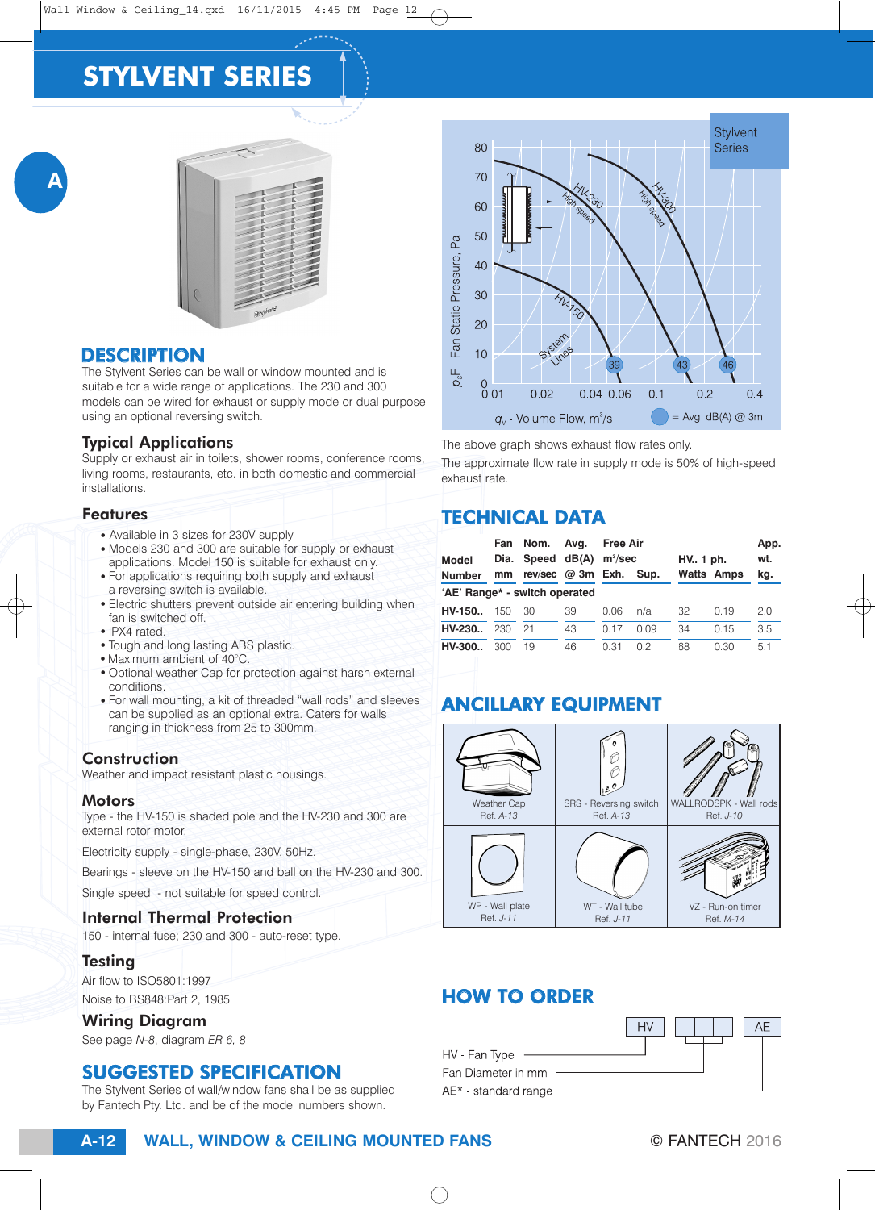# STYLVENT SERIES

## DESCRIPTION

The Stylvent Series can be wall or window mounted and is suitable for a wide range of applications. The 230 and 300 models can be wired for exhaust or supply mode or dual purpose using an optional reversing switch.

### Typical Applications

Supply or exhaust air in toilets, shower rooms, conference rooms, living rooms, restaurants, etc. in both domestic and commercial installations.

### Features

- Available in 3 sizes for 230V supply.
- Models 230 and 300 are suitable for supply or exhaust applications. Model 150 is suitable for exhaust only.
- For applications requiring both supply and exhaust a reversing switch is available.
- Electric shutters prevent outside air entering building when fan is switched off.
- IPX4 rated.
- Tough and long lasting ABS plastic.
- Maximum ambient of 40°C.
- Optional weather Cap for protection against harsh external conditions.
- For wall mounting, a kit of threaded "wall rods" and sleeves can be supplied as an optional extra. Caters for walls ranging in thickness from 25 to 300mm.

### Construction

Weather and impact resistant plastic housings.

### Motors

Type - the HV-150 is shaded pole and the HV-230 and 300 are external rotor motor.

Electricity supply - single-phase, 230V, 50Hz.

Bearings - sleeve on the HV-150 and ball on the HV-230 and 300.

Single speed - not suitable for speed control.

### Internal Thermal Protection

150 - internal fuse; 230 and 300 - auto-reset type.

### Testing

Air flow to ISO5801:1997

Noise to BS848:Part 2, 1985

### Wiring Diagram

See page *N-8*, diagram *ER 6, 8*

## SUGGESTED SPECIFICATION

The Stylvent Series of wall/window fans shall be as supplied by Fantech Pty. Ltd. and be of the model numbers shown.

Stylvent Series

$p_sF$ - Fan Static Pressure, Pa

$q_v$ - Volume Flow, m³/s

= Avg. dB(A) @ 3m

The above graph shows exhaust flow rates only.

The approximate flow rate in supply mode is 50% of high-speed exhaust rate.

## TECHNICAL DATA

| Model Number | Fan Dia. mm | Nom. Speed rev/sec | Avg. dB(A) @ 3m | Free Air m³/sec Exh. | Sup. | HV.. 1 ph. Watts | Amps | App. wt. kg. |
|---|---|---|---|---|---|---|---|---|
| 'AE' Range* - switch operated | | | | | | | | |
| **HV-150..** | 150 | 30 | 39 | 0.06 | n/a | 32 | 0.19 | 2.0 |
| **HV-230..** | 230 | 21 | 43 | 0.17 | 0.09 | 34 | 0.15 | 3.5 |
| **HV-300..** | 300 | 19 | 46 | 0.31 | 0.2 | 68 | 0.30 | 5.1 |

## ANCILLARY EQUIPMENT

| | | |
|---|---|---|
| Weather Cap Ref. *A-13* | SRS - Reversing switch Ref. *A-13* | WALLRODSPK - Wall rods Ref. *J-10* |
| WP - Wall plate Ref. *J-11* | WT - Wall tube Ref. *J-11* | VZ - Run-on timer Ref. *M-14* |

## HOW TO ORDER

HV - [ ][ ][ ] AE

HV - Fan Type

Fan Diameter in mm

AE* - standard range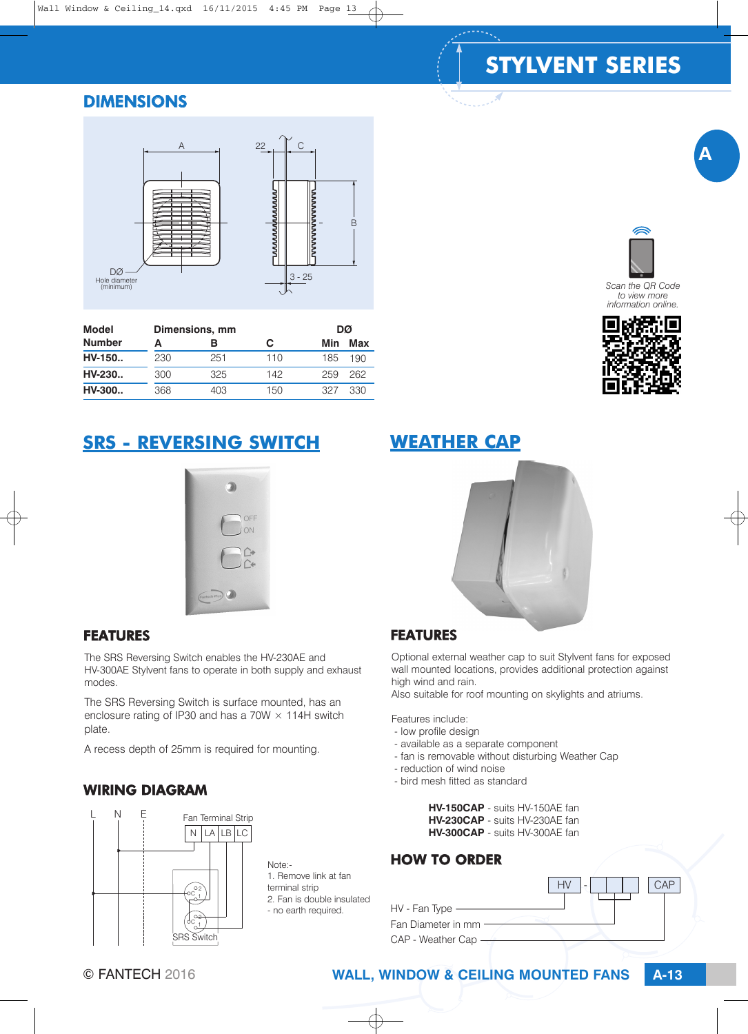# STYLVENT SERIES

## DIMENSIONS

A
22
C
B
DØ
Hole diameter (minimum)
3 - 25

| Model Number | Dimensions, mm A | B | C | DØ Min | Max |
|---|---|---|---|---|---|
| HV-150.. | 230 | 251 | 110 | 185 | 190 |
| HV-230.. | 300 | 325 | 142 | 259 | 262 |
| HV-300.. | 368 | 403 | 150 | 327 | 330 |

*Scan the QR Code to view more information online.*

## SRS - REVERSING SWITCH

OFF
ON

### FEATURES

The SRS Reversing Switch enables the HV-230AE and HV-300AE Stylvent fans to operate in both supply and exhaust modes.

The SRS Reversing Switch is surface mounted, has an enclosure rating of IP30 and has a 70W × 114H switch plate.

A recess depth of 25mm is required for mounting.

### WIRING DIAGRAM

L N E
Fan Terminal Strip
N LA LB LC
SRS Switch

Note:-
1. Remove link at fan terminal strip
2. Fan is double insulated - no earth required.

## WEATHER CAP

### FEATURES

Optional external weather cap to suit Stylvent fans for exposed wall mounted locations, provides additional protection against high wind and rain.
Also suitable for roof mounting on skylights and atriums.

Features include:
- low profile design
- available as a separate component
- fan is removable without disturbing Weather Cap
- reduction of wind noise
- bird mesh fitted as standard

**HV-150CAP** - suits HV-150AE fan
**HV-230CAP** - suits HV-230AE fan
**HV-300CAP** - suits HV-300AE fan

### HOW TO ORDER

HV - [ ][ ][ ] CAP

HV - Fan Type
Fan Diameter in mm
CAP - Weather Cap

© FANTECH 2016